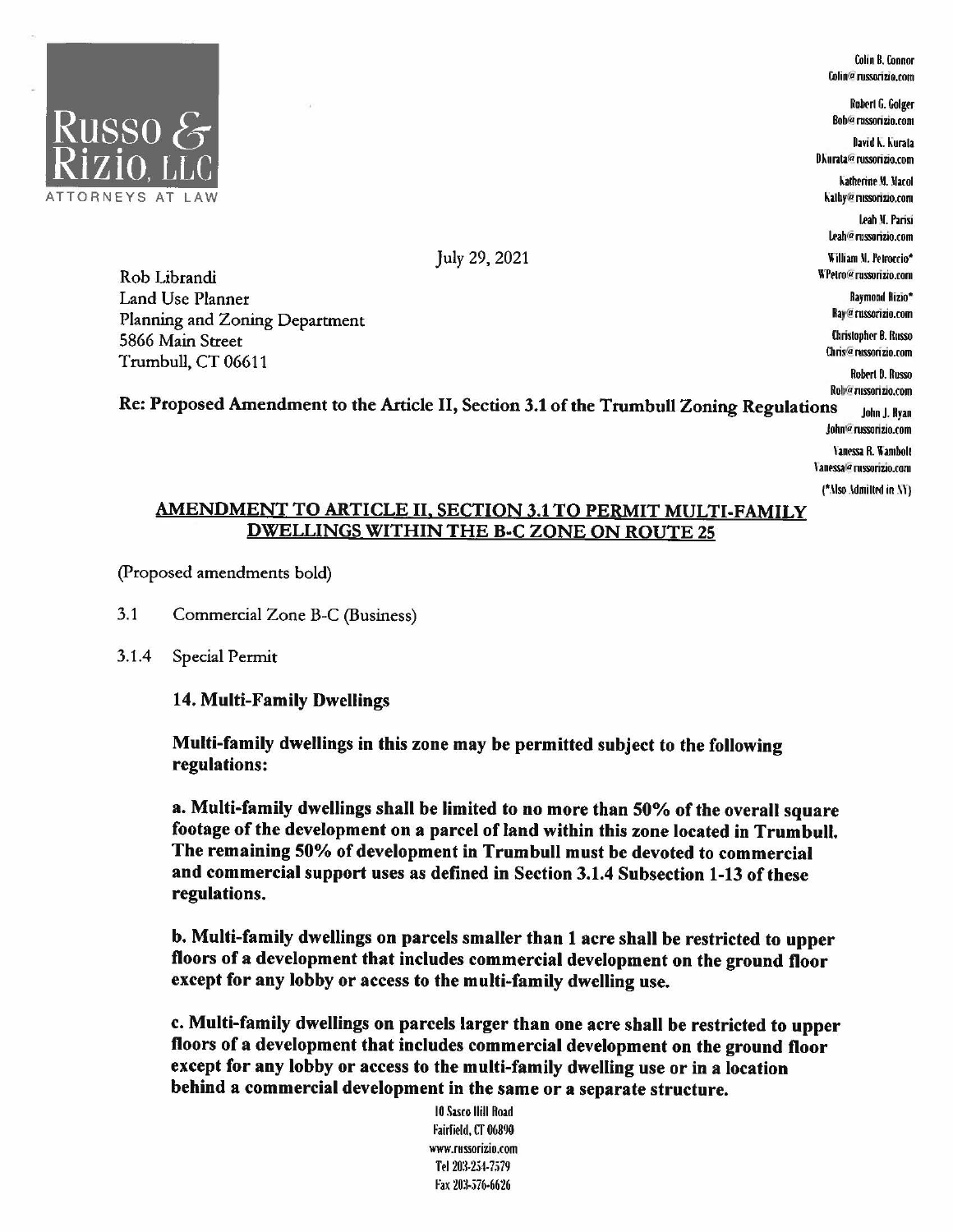# Russo & Rizio, LLC

ATTORNEYS AT LAW

Colin B. Connor
Colin@russorizio.com

Robert G. Golger
Bob@russorizio.com

David K. Kurata
DKurata@russorizio.com

Katherine M. Macol
Kathy@russorizio.com

Leah M. Parisi
Leah@russorizio.com

William M. Petroccio*
WPetro@russorizio.com

Raymond Rizio*
Ray@russorizio.com

Christopher B. Russo
Chris@russorizio.com

Robert D. Russo
Rob@russorizio.com

John J. Ryan
John@russorizio.com

Vanessa R. Wambolt
Vanessa@russorizio.com

(*Also Admitted in NY)

July 29, 2021

Rob Librandi
Land Use Planner
Planning and Zoning Department
5866 Main Street
Trumbull, CT 06611

**Re: Proposed Amendment to the Article II, Section 3.1 of the Trumbull Zoning Regulations**

**AMENDMENT TO ARTICLE II, SECTION 3.1 TO PERMIT MULTI-FAMILY DWELLINGS WITHIN THE B-C ZONE ON ROUTE 25**

(Proposed amendments bold)

3.1 Commercial Zone B-C (Business)

3.1.4 Special Permit

**14. Multi-Family Dwellings**

**Multi-family dwellings in this zone may be permitted subject to the following regulations:**

**a. Multi-family dwellings shall be limited to no more than 50% of the overall square footage of the development on a parcel of land within this zone located in Trumbull. The remaining 50% of development in Trumbull must be devoted to commercial and commercial support uses as defined in Section 3.1.4 Subsection 1-13 of these regulations.**

**b. Multi-family dwellings on parcels smaller than 1 acre shall be restricted to upper floors of a development that includes commercial development on the ground floor except for any lobby or access to the multi-family dwelling use.**

**c. Multi-family dwellings on parcels larger than one acre shall be restricted to upper floors of a development that includes commercial development on the ground floor except for any lobby or access to the multi-family dwelling use or in a location behind a commercial development in the same or a separate structure.**

10 Sasco Hill Road
Fairfield, CT 06890
www.russorizio.com
Tel 203-254-7579
Fax 203-576-6626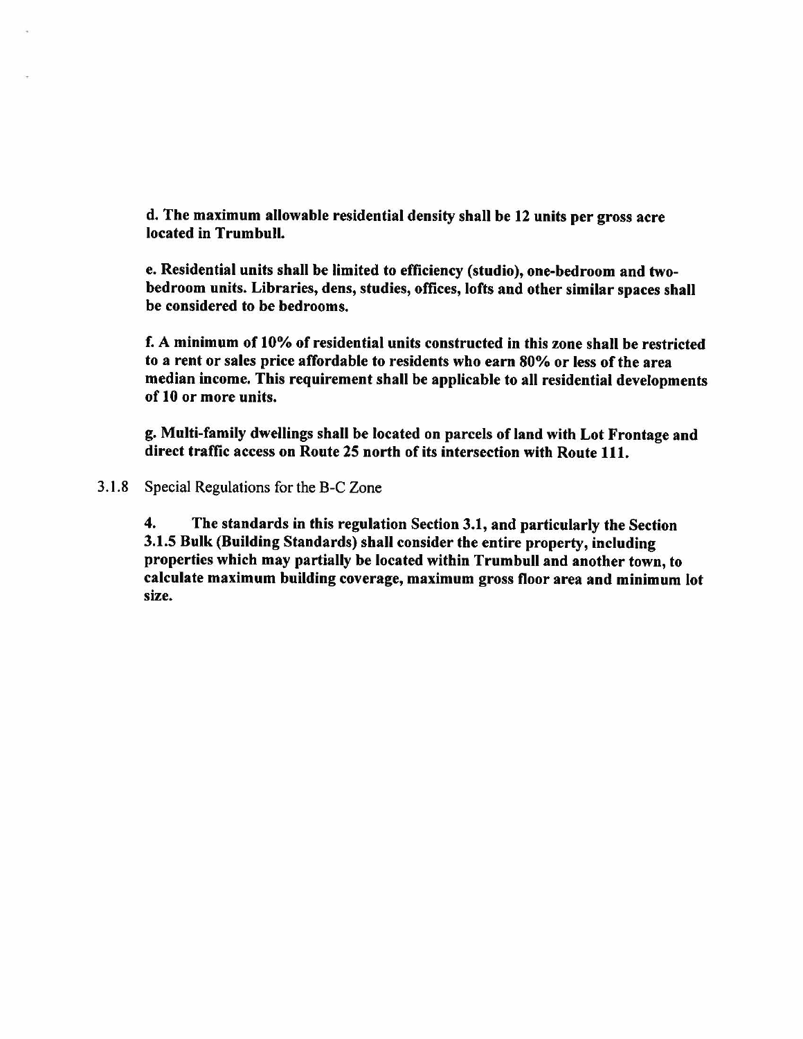**d. The maximum allowable residential density shall be 12 units per gross acre located in Trumbull.**

**e. Residential units shall be limited to efficiency (studio), one-bedroom and two-bedroom units. Libraries, dens, studies, offices, lofts and other similar spaces shall be considered to be bedrooms.**

**f. A minimum of 10% of residential units constructed in this zone shall be restricted to a rent or sales price affordable to residents who earn 80% or less of the area median income. This requirement shall be applicable to all residential developments of 10 or more units.**

**g. Multi-family dwellings shall be located on parcels of land with Lot Frontage and direct traffic access on Route 25 north of its intersection with Route 111.**

3.1.8 Special Regulations for the B-C Zone

**4. The standards in this regulation Section 3.1, and particularly the Section 3.1.5 Bulk (Building Standards) shall consider the entire property, including properties which may partially be located within Trumbull and another town, to calculate maximum building coverage, maximum gross floor area and minimum lot size.**